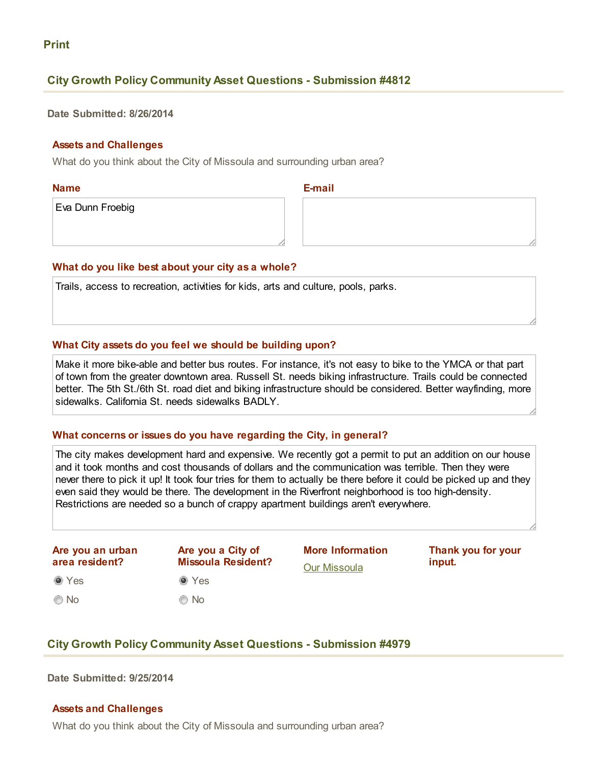Print

## City Growth Policy Community Asset Questions - Submission #4812

**Date Submitted: 8/26/2014**

### Assets and Challenges

What do you think about the City of Missoula and surrounding urban area?

**Name**

Eva Dunn Froebig

**E-mail**

**What do you like best about your city as a whole?**

Trails, access to recreation, activities for kids, arts and culture, pools, parks.

**What City assets do you feel we should be building upon?**

Make it more bike-able and better bus routes. For instance, it's not easy to bike to the YMCA or that part of town from the greater downtown area. Russell St. needs biking infrastructure. Trails could be connected better. The 5th St./6th St. road diet and biking infrastructure should be considered. Better wayfinding, more sidewalks. California St. needs sidewalks BADLY.

**What concerns or issues do you have regarding the City, in general?**

The city makes development hard and expensive. We recently got a permit to put an addition on our house and it took months and cost thousands of dollars and the communication was terrible. Then they were never there to pick it up! It took four tries for them to actually be there before it could be picked up and they even said they would be there. The development in the Riverfront neighborhood is too high-density. Restrictions are needed so a bunch of crappy apartment buildings aren't everywhere.

**Are you an urban area resident?**

- (x) Yes
- ( ) No

**Are you a City of Missoula Resident?**

- (x) Yes
- ( ) No

**More Information**

Our Missoula

**Thank you for your input.**

## City Growth Policy Community Asset Questions - Submission #4979

**Date Submitted: 9/25/2014**

### Assets and Challenges

What do you think about the City of Missoula and surrounding urban area?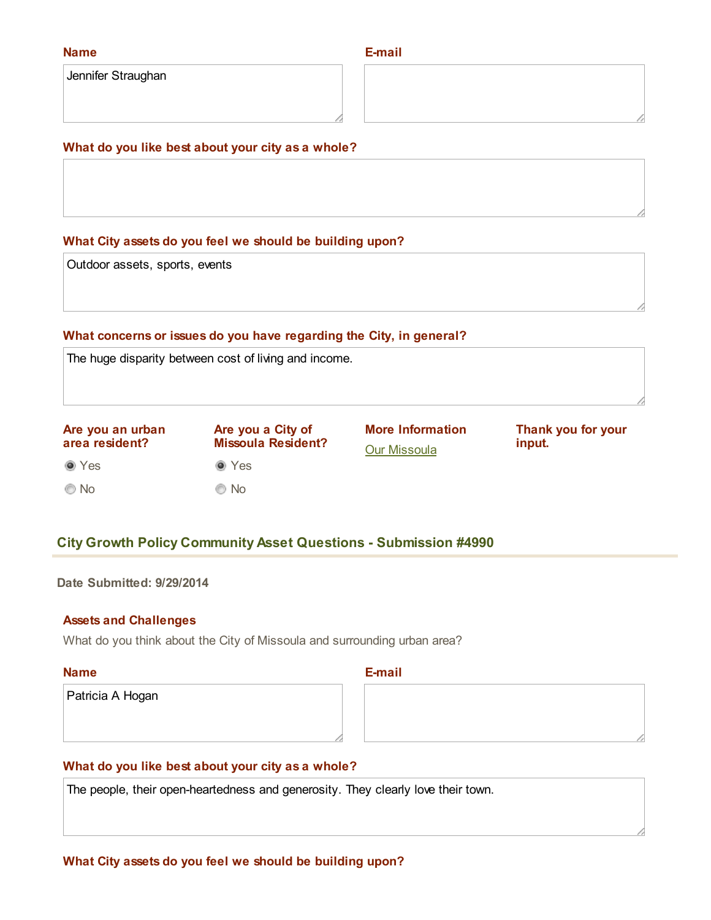**Name**

Jennifer Straughan

**E-mail**

**What do you like best about your city as a whole?**

**What City assets do you feel we should be building upon?**

Outdoor assets, sports, events

**What concerns or issues do you have regarding the City, in general?**

The huge disparity between cost of living and income.

**Are you an urban area resident?**

- (•) Yes
- ( ) No

**Are you a City of Missoula Resident?**

- (•) Yes
- ( ) No

**More Information**

Our Missoula

**Thank you for your input.**

## City Growth Policy Community Asset Questions - Submission #4990

**Date Submitted: 9/29/2014**

### Assets and Challenges

What do you think about the City of Missoula and surrounding urban area?

**Name**

Patricia A Hogan

**E-mail**

**What do you like best about your city as a whole?**

The people, their open-heartedness and generosity. They clearly love their town.

**What City assets do you feel we should be building upon?**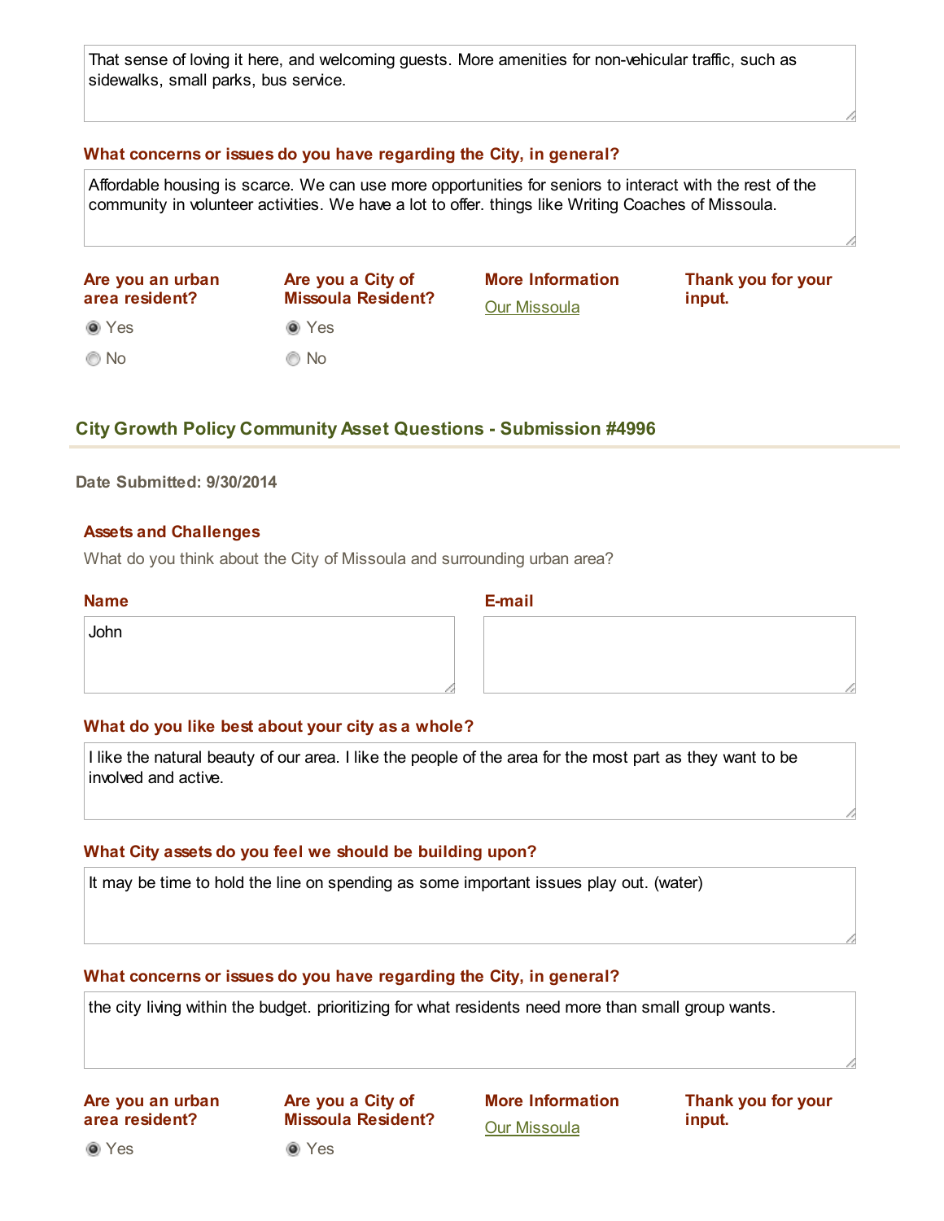That sense of loving it here, and welcoming guests. More amenities for non-vehicular traffic, such as sidewalks, small parks, bus service.

**What concerns or issues do you have regarding the City, in general?**

Affordable housing is scarce. We can use more opportunities for seniors to interact with the rest of the community in volunteer activities. We have a lot to offer. things like Writing Coaches of Missoula.

**Are you an urban area resident?**

- (•) Yes
- ( ) No

**Are you a City of Missoula Resident?**

- (•) Yes
- ( ) No

**More Information**

Our Missoula

**Thank you for your input.**

## City Growth Policy Community Asset Questions - Submission #4996

**Date Submitted: 9/30/2014**

**Assets and Challenges**

What do you think about the City of Missoula and surrounding urban area?

**Name**

John

**E-mail**

**What do you like best about your city as a whole?**

I like the natural beauty of our area. I like the people of the area for the most part as they want to be involved and active.

**What City assets do you feel we should be building upon?**

It may be time to hold the line on spending as some important issues play out. (water)

**What concerns or issues do you have regarding the City, in general?**

the city living within the budget. prioritizing for what residents need more than small group wants.

**Are you an urban area resident?**

- (•) Yes

**Are you a City of Missoula Resident?**

- (•) Yes

**More Information**

Our Missoula

**Thank you for your input.**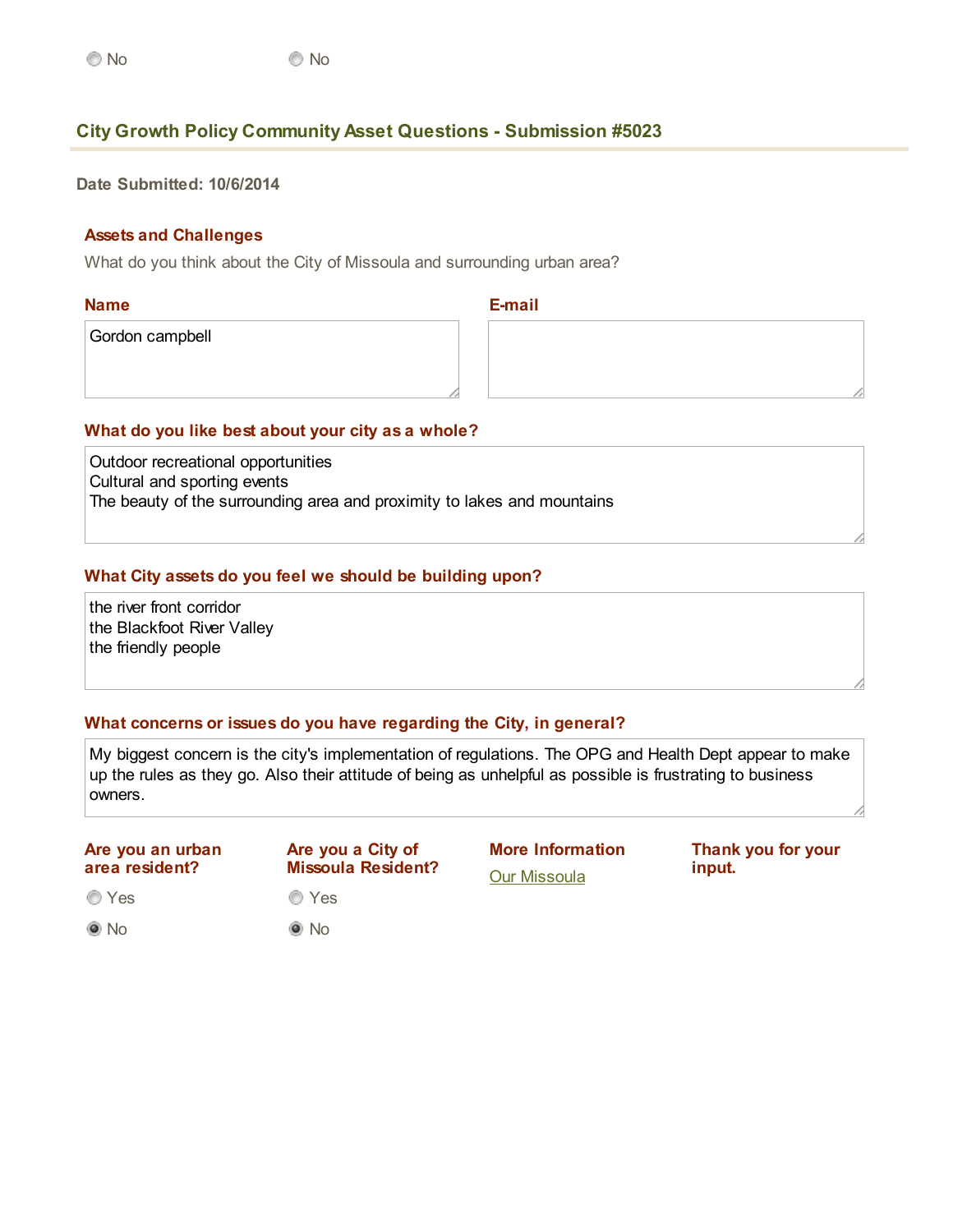○ No ○ No

## City Growth Policy Community Asset Questions - Submission #5023

**Date Submitted: 10/6/2014**

### Assets and Challenges

What do you think about the City of Missoula and surrounding urban area?

**Name**

Gordon campbell

**E-mail**

**What do you like best about your city as a whole?**

Outdoor recreational opportunities
Cultural and sporting events
The beauty of the surrounding area and proximity to lakes and mountains

**What City assets do you feel we should be building upon?**

the river front corridor
the Blackfoot River Valley
the friendly people

**What concerns or issues do you have regarding the City, in general?**

My biggest concern is the city's implementation of regulations. The OPG and Health Dept appear to make up the rules as they go. Also their attitude of being as unhelpful as possible is frustrating to business owners.

**Are you an urban area resident?**

○ Yes
● No

**Are you a City of Missoula Resident?**

○ Yes
● No

**More Information**

Our Missoula

**Thank you for your input.**